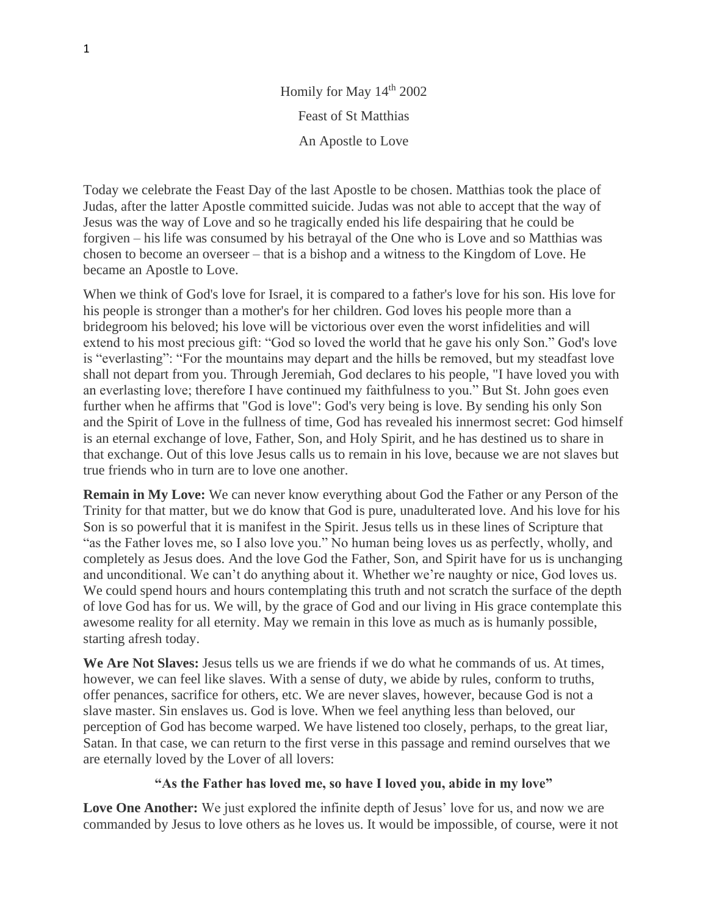Homily for May 14th 2002

Feast of St Matthias

An Apostle to Love

Today we celebrate the Feast Day of the last Apostle to be chosen. Matthias took the place of Judas, after the latter Apostle committed suicide. Judas was not able to accept that the way of Jesus was the way of Love and so he tragically ended his life despairing that he could be forgiven – his life was consumed by his betrayal of the One who is Love and so Matthias was chosen to become an overseer – that is a bishop and a witness to the Kingdom of Love. He became an Apostle to Love.

When we think of God's love for Israel, it is compared to a father's love for his son. His love for his people is stronger than a mother's for her children. God loves his people more than a bridegroom his beloved; his love will be victorious over even the worst infidelities and will extend to his most precious gift: "God so loved the world that he gave his only Son." God's love is "everlasting": "For the mountains may depart and the hills be removed, but my steadfast love shall not depart from you. Through Jeremiah, God declares to his people, "I have loved you with an everlasting love; therefore I have continued my faithfulness to you." But St. John goes even further when he affirms that "God is love": God's very being is love. By sending his only Son and the Spirit of Love in the fullness of time, God has revealed his innermost secret: God himself is an eternal exchange of love, Father, Son, and Holy Spirit, and he has destined us to share in that exchange. Out of this love Jesus calls us to remain in his love, because we are not slaves but true friends who in turn are to love one another.

**Remain in My Love:** We can never know everything about God the Father or any Person of the Trinity for that matter, but we do know that God is pure, unadulterated love. And his love for his Son is so powerful that it is manifest in the Spirit. Jesus tells us in these lines of Scripture that "as the Father loves me, so I also love you." No human being loves us as perfectly, wholly, and completely as Jesus does. And the love God the Father, Son, and Spirit have for us is unchanging and unconditional. We can't do anything about it. Whether we're naughty or nice, God loves us. We could spend hours and hours contemplating this truth and not scratch the surface of the depth of love God has for us. We will, by the grace of God and our living in His grace contemplate this awesome reality for all eternity. May we remain in this love as much as is humanly possible, starting afresh today.

**We Are Not Slaves:** Jesus tells us we are friends if we do what he commands of us. At times, however, we can feel like slaves. With a sense of duty, we abide by rules, conform to truths, offer penances, sacrifice for others, etc. We are never slaves, however, because God is not a slave master. Sin enslaves us. God is love. When we feel anything less than beloved, our perception of God has become warped. We have listened too closely, perhaps, to the great liar, Satan. In that case, we can return to the first verse in this passage and remind ourselves that we are eternally loved by the Lover of all lovers:

**"As the Father has loved me, so have I loved you, abide in my love"**

**Love One Another:** We just explored the infinite depth of Jesus' love for us, and now we are commanded by Jesus to love others as he loves us. It would be impossible, of course, were it not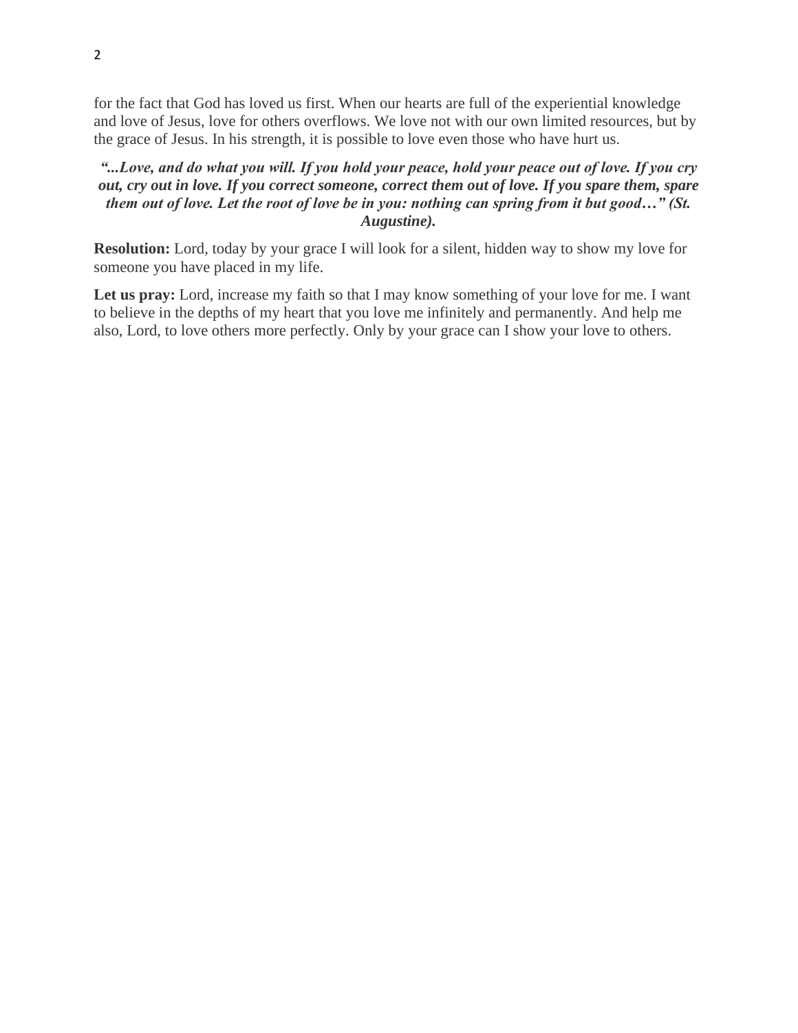for the fact that God has loved us first. When our hearts are full of the experiential knowledge and love of Jesus, love for others overflows. We love not with our own limited resources, but by the grace of Jesus. In his strength, it is possible to love even those who have hurt us.

***"...Love, and do what you will. If you hold your peace, hold your peace out of love. If you cry out, cry out in love. If you correct someone, correct them out of love. If you spare them, spare them out of love. Let the root of love be in you: nothing can spring from it but good…" (St. Augustine).***

**Resolution:** Lord, today by your grace I will look for a silent, hidden way to show my love for someone you have placed in my life.

**Let us pray:** Lord, increase my faith so that I may know something of your love for me. I want to believe in the depths of my heart that you love me infinitely and permanently. And help me also, Lord, to love others more perfectly. Only by your grace can I show your love to others.